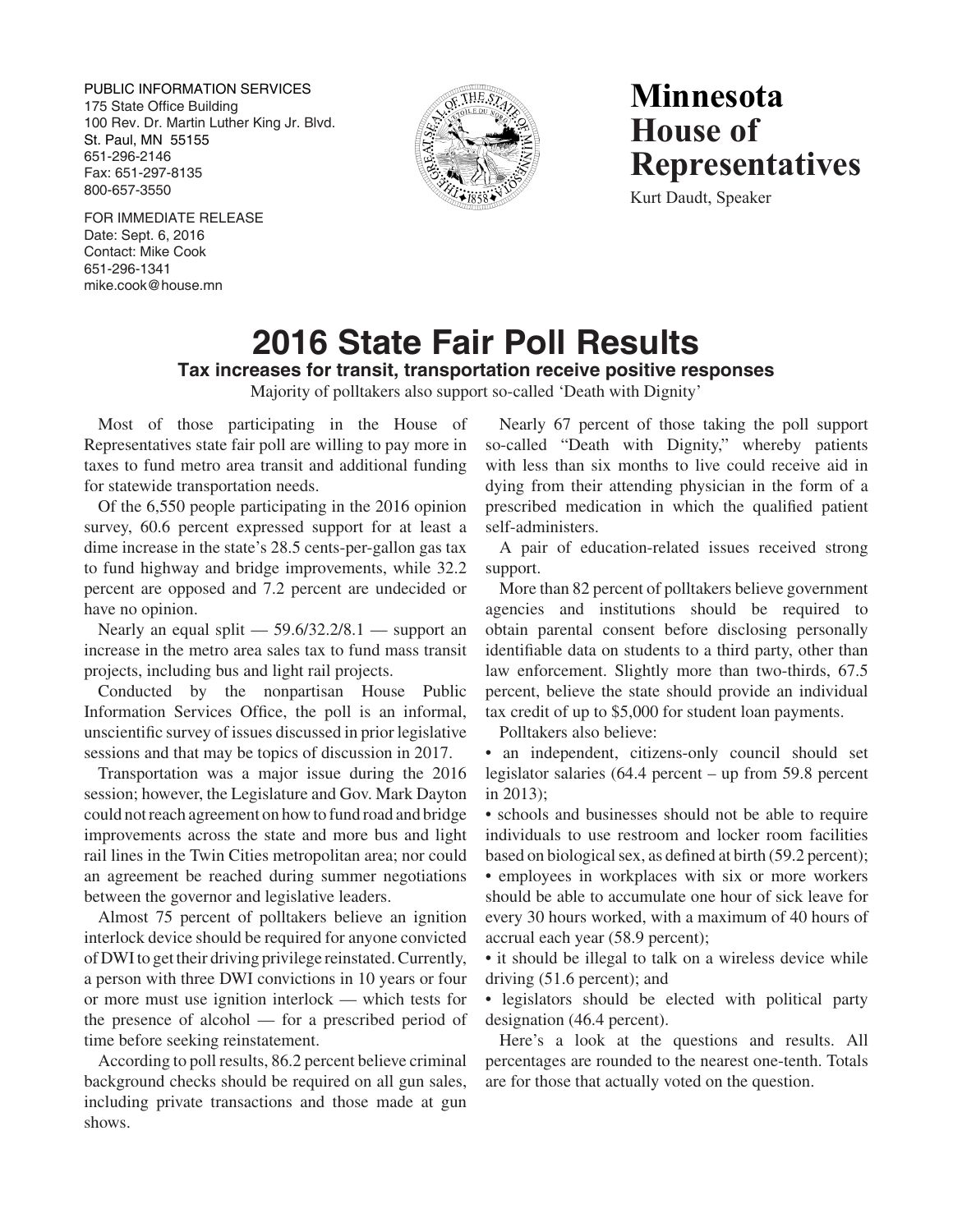PUBLIC INFORMATION SERVICES
175 State Office Building
100 Rev. Dr. Martin Luther King Jr. Blvd.
St. Paul, MN 55155
651-296-2146
Fax: 651-297-8135
800-657-3550

# Minnesota House of Representatives

Kurt Daudt, Speaker

FOR IMMEDIATE RELEASE
Date: Sept. 6, 2016
Contact: Mike Cook
651-296-1341
mike.cook@house.mn

# 2016 State Fair Poll Results

## Tax increases for transit, transportation receive positive responses

Majority of polltakers also support so-called 'Death with Dignity'

Most of those participating in the House of Representatives state fair poll are willing to pay more in taxes to fund metro area transit and additional funding for statewide transportation needs.

Of the 6,550 people participating in the 2016 opinion survey, 60.6 percent expressed support for at least a dime increase in the state's 28.5 cents-per-gallon gas tax to fund highway and bridge improvements, while 32.2 percent are opposed and 7.2 percent are undecided or have no opinion.

Nearly an equal split — 59.6/32.2/8.1 — support an increase in the metro area sales tax to fund mass transit projects, including bus and light rail projects.

Conducted by the nonpartisan House Public Information Services Office, the poll is an informal, unscientific survey of issues discussed in prior legislative sessions and that may be topics of discussion in 2017.

Transportation was a major issue during the 2016 session; however, the Legislature and Gov. Mark Dayton could not reach agreement on how to fund road and bridge improvements across the state and more bus and light rail lines in the Twin Cities metropolitan area; nor could an agreement be reached during summer negotiations between the governor and legislative leaders.

Almost 75 percent of polltakers believe an ignition interlock device should be required for anyone convicted of DWI to get their driving privilege reinstated. Currently, a person with three DWI convictions in 10 years or four or more must use ignition interlock — which tests for the presence of alcohol — for a prescribed period of time before seeking reinstatement.

According to poll results, 86.2 percent believe criminal background checks should be required on all gun sales, including private transactions and those made at gun shows.

Nearly 67 percent of those taking the poll support so-called "Death with Dignity," whereby patients with less than six months to live could receive aid in dying from their attending physician in the form of a prescribed medication in which the qualified patient self-administers.

A pair of education-related issues received strong support.

More than 82 percent of polltakers believe government agencies and institutions should be required to obtain parental consent before disclosing personally identifiable data on students to a third party, other than law enforcement. Slightly more than two-thirds, 67.5 percent, believe the state should provide an individual tax credit of up to $5,000 for student loan payments.

Polltakers also believe:

- an independent, citizens-only council should set legislator salaries (64.4 percent – up from 59.8 percent in 2013);
- schools and businesses should not be able to require individuals to use restroom and locker room facilities based on biological sex, as defined at birth (59.2 percent);
- employees in workplaces with six or more workers should be able to accumulate one hour of sick leave for every 30 hours worked, with a maximum of 40 hours of accrual each year (58.9 percent);
- it should be illegal to talk on a wireless device while driving (51.6 percent); and
- legislators should be elected with political party designation (46.4 percent).

Here's a look at the questions and results. All percentages are rounded to the nearest one-tenth. Totals are for those that actually voted on the question.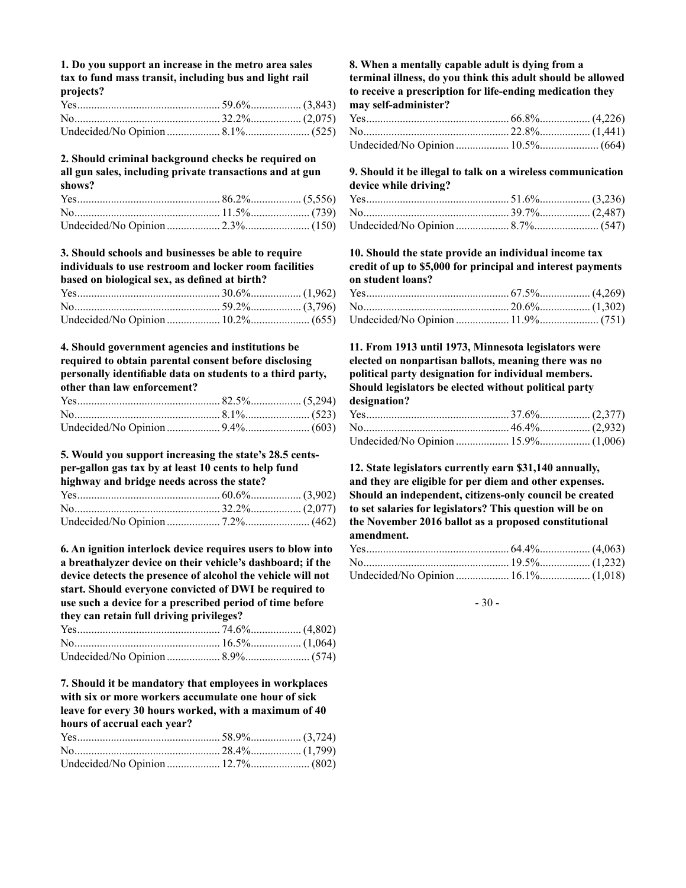**1. Do you support an increase in the metro area sales tax to fund mass transit, including bus and light rail projects?**

| | | |
|---|---|---|
| Yes | 59.6% | (3,843) |
| No | 32.2% | (2,075) |
| Undecided/No Opinion | 8.1% | (525) |

**2. Should criminal background checks be required on all gun sales, including private transactions and at gun shows?**

| | | |
|---|---|---|
| Yes | 86.2% | (5,556) |
| No | 11.5% | (739) |
| Undecided/No Opinion | 2.3% | (150) |

**3. Should schools and businesses be able to require individuals to use restroom and locker room facilities based on biological sex, as defined at birth?**

| | | |
|---|---|---|
| Yes | 30.6% | (1,962) |
| No | 59.2% | (3,796) |
| Undecided/No Opinion | 10.2% | (655) |

**4. Should government agencies and institutions be required to obtain parental consent before disclosing personally identifiable data on students to a third party, other than law enforcement?**

| | | |
|---|---|---|
| Yes | 82.5% | (5,294) |
| No | 8.1% | (523) |
| Undecided/No Opinion | 9.4% | (603) |

**5. Would you support increasing the state's 28.5 cents-per-gallon gas tax by at least 10 cents to help fund highway and bridge needs across the state?**

| | | |
|---|---|---|
| Yes | 60.6% | (3,902) |
| No | 32.2% | (2,077) |
| Undecided/No Opinion | 7.2% | (462) |

**6. An ignition interlock device requires users to blow into a breathalyzer device on their vehicle's dashboard; if the device detects the presence of alcohol the vehicle will not start. Should everyone convicted of DWI be required to use such a device for a prescribed period of time before they can retain full driving privileges?**

| | | |
|---|---|---|
| Yes | 74.6% | (4,802) |
| No | 16.5% | (1,064) |
| Undecided/No Opinion | 8.9% | (574) |

**7. Should it be mandatory that employees in workplaces with six or more workers accumulate one hour of sick leave for every 30 hours worked, with a maximum of 40 hours of accrual each year?**

| | | |
|---|---|---|
| Yes | 58.9% | (3,724) |
| No | 28.4% | (1,799) |
| Undecided/No Opinion | 12.7% | (802) |

**8. When a mentally capable adult is dying from a terminal illness, do you think this adult should be allowed to receive a prescription for life-ending medication they may self-administer?**

| | | |
|---|---|---|
| Yes | 66.8% | (4,226) |
| No | 22.8% | (1,441) |
| Undecided/No Opinion | 10.5% | (664) |

**9. Should it be illegal to talk on a wireless communication device while driving?**

| | | |
|---|---|---|
| Yes | 51.6% | (3,236) |
| No | 39.7% | (2,487) |
| Undecided/No Opinion | 8.7% | (547) |

**10. Should the state provide an individual income tax credit of up to $5,000 for principal and interest payments on student loans?**

| | | |
|---|---|---|
| Yes | 67.5% | (4,269) |
| No | 20.6% | (1,302) |
| Undecided/No Opinion | 11.9% | (751) |

**11. From 1913 until 1973, Minnesota legislators were elected on nonpartisan ballots, meaning there was no political party designation for individual members. Should legislators be elected without political party designation?**

| | | |
|---|---|---|
| Yes | 37.6% | (2,377) |
| No | 46.4% | (2,932) |
| Undecided/No Opinion | 15.9% | (1,006) |

**12. State legislators currently earn $31,140 annually, and they are eligible for per diem and other expenses. Should an independent, citizens-only council be created to set salaries for legislators? This question will be on the November 2016 ballot as a proposed constitutional amendment.**

| | | |
|---|---|---|
| Yes | 64.4% | (4,063) |
| No | 19.5% | (1,232) |
| Undecided/No Opinion | 16.1% | (1,018) |